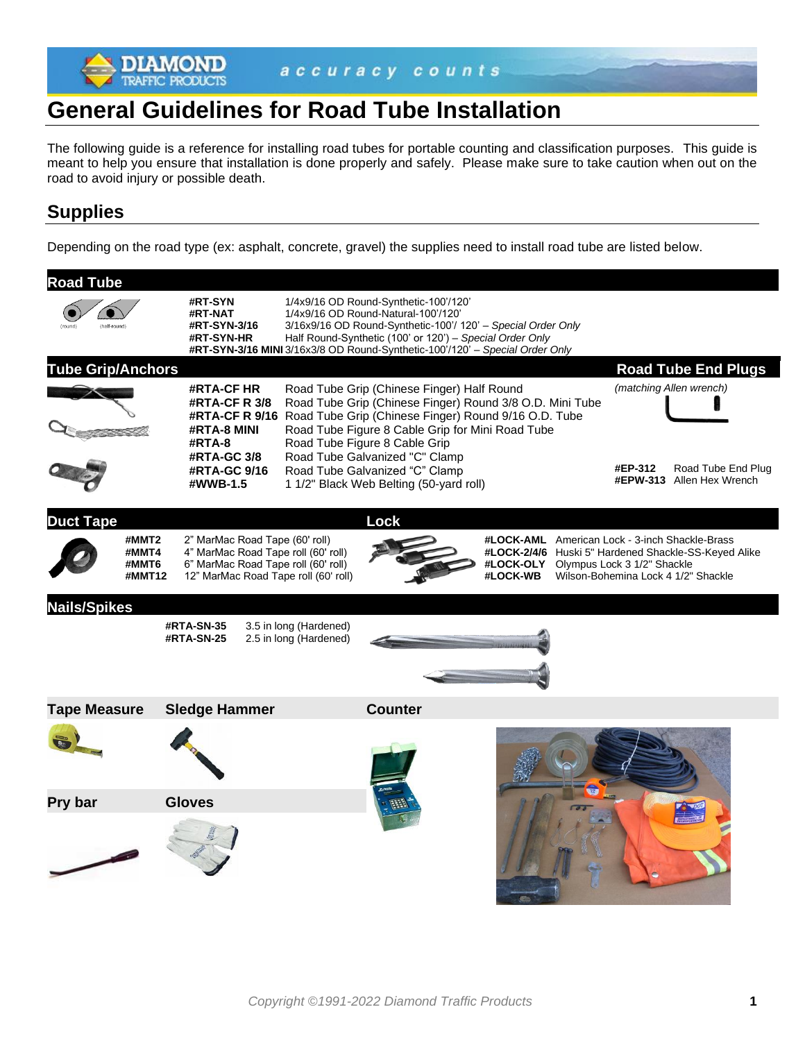# General Guidelines for Road Tube Installation

The following guide is a reference for installing road tubes for portable counting and classification purposes. This guide is meant to help you ensure that installation is done properly and safely. Please make sure to take caution when out on the road to avoid injury or possible death.

## Supplies

Depending on the road type (ex: asphalt, concrete, gravel) the supplies need to install road tube are listed below.

### Road Tube

(round) (half-round)

| | |
|---|---|
| **#RT-SYN** | 1/4x9/16 OD Round-Synthetic-100'/120' |
| **#RT-NAT** | 1/4x9/16 OD Round-Natural-100'/120' |
| **#RT-SYN-3/16** | 3/16x9/16 OD Round-Synthetic-100'/ 120' – *Special Order Only* |
| **#RT-SYN-HR** | Half Round-Synthetic (100' or 120') – *Special Order Only* |
| **#RT-SYN-3/16 MINI** | 3/16x3/8 OD Round-Synthetic-100'/120' – *Special Order Only* |

### Tube Grip/Anchors

| | |
|---|---|
| **#RTA-CF HR** | Road Tube Grip (Chinese Finger) Half Round |
| **#RTA-CF R 3/8** | Road Tube Grip (Chinese Finger) Round 3/8 O.D. Mini Tube |
| **#RTA-CF R 9/16** | Road Tube Grip (Chinese Finger) Round 9/16 O.D. Tube |
| **#RTA-8 MINI** | Road Tube Figure 8 Cable Grip for Mini Road Tube |
| **#RTA-8** | Road Tube Figure 8 Cable Grip |
| **#RTA-GC 3/8** | Road Tube Galvanized "C" Clamp |
| **#RTA-GC 9/16** | Road Tube Galvanized "C" Clamp |
| **#WWB-1.5** | 1 1/2" Black Web Belting (50-yard roll) |

### Road Tube End Plugs

*(matching Allen wrench)*

| | |
|---|---|
| **#EP-312** | Road Tube End Plug |
| **#EPW-313** | Allen Hex Wrench |

### Duct Tape

| | |
|---|---|
| **#MMT2** | 2" MarMac Road Tape (60' roll) |
| **#MMT4** | 4" MarMac Road Tape roll (60' roll) |
| **#MMT6** | 6" MarMac Road Tape roll (60' roll) |
| **#MMT12** | 12" MarMac Road Tape roll (60' roll) |

### Lock

| | |
|---|---|
| **#LOCK-AML** | American Lock - 3-inch Shackle-Brass |
| **#LOCK-2/4/6** | Huski 5" Hardened Shackle-SS-Keyed Alike |
| **#LOCK-OLY** | Olympus Lock 3 1/2" Shackle |
| **#LOCK-WB** | Wilson-Bohemina Lock 4 1/2" Shackle |

### Nails/Spikes

| | |
|---|---|
| **#RTA-SN-35** | 3.5 in long (Hardened) |
| **#RTA-SN-25** | 2.5 in long (Hardened) |

### Tape Measure

### Sledge Hammer

### Counter

### Pry bar

### Gloves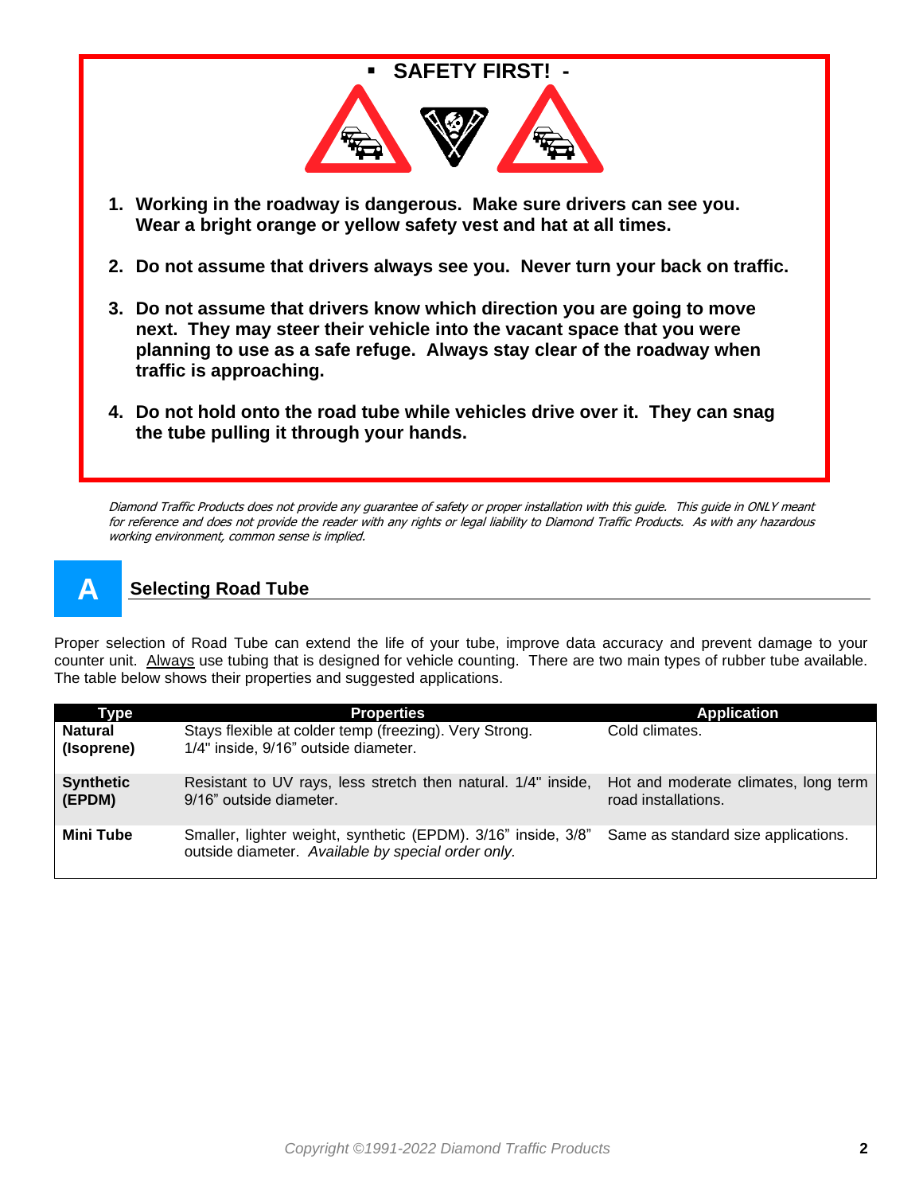## ▪ SAFETY FIRST! -

1. **Working in the roadway is dangerous. Make sure drivers can see you. Wear a bright orange or yellow safety vest and hat at all times.**

2. **Do not assume that drivers always see you. Never turn your back on traffic.**

3. **Do not assume that drivers know which direction you are going to move next. They may steer their vehicle into the vacant space that you were planning to use as a safe refuge. Always stay clear of the roadway when traffic is approaching.**

4. **Do not hold onto the road tube while vehicles drive over it. They can snag the tube pulling it through your hands.**

*Diamond Traffic Products does not provide any guarantee of safety or proper installation with this guide. This guide in ONLY meant for reference and does not provide the reader with any rights or legal liability to Diamond Traffic Products. As with any hazardous working environment, common sense is implied.*

## A Selecting Road Tube

Proper selection of Road Tube can extend the life of your tube, improve data accuracy and prevent damage to your counter unit. Always use tubing that is designed for vehicle counting. There are two main types of rubber tube available. The table below shows their properties and suggested applications.

| Type | Properties | Application |
|---|---|---|
| **Natural (Isoprene)** | Stays flexible at colder temp (freezing). Very Strong. 1/4" inside, 9/16" outside diameter. | Cold climates. |
| **Synthetic (EPDM)** | Resistant to UV rays, less stretch then natural. 1/4" inside, 9/16" outside diameter. | Hot and moderate climates, long term road installations. |
| **Mini Tube** | Smaller, lighter weight, synthetic (EPDM). 3/16" inside, 3/8" outside diameter. *Available by special order only.* | Same as standard size applications. |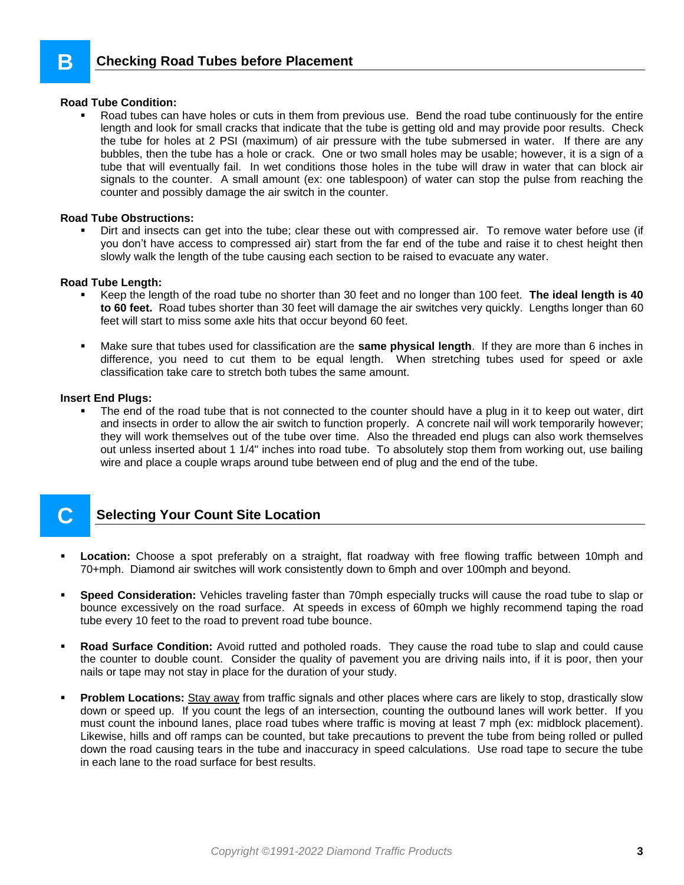## B Checking Road Tubes before Placement

**Road Tube Condition:**

- Road tubes can have holes or cuts in them from previous use. Bend the road tube continuously for the entire length and look for small cracks that indicate that the tube is getting old and may provide poor results. Check the tube for holes at 2 PSI (maximum) of air pressure with the tube submersed in water. If there are any bubbles, then the tube has a hole or crack. One or two small holes may be usable; however, it is a sign of a tube that will eventually fail. In wet conditions those holes in the tube will draw in water that can block air signals to the counter. A small amount (ex: one tablespoon) of water can stop the pulse from reaching the counter and possibly damage the air switch in the counter.

**Road Tube Obstructions:**

- Dirt and insects can get into the tube; clear these out with compressed air. To remove water before use (if you don't have access to compressed air) start from the far end of the tube and raise it to chest height then slowly walk the length of the tube causing each section to be raised to evacuate any water.

**Road Tube Length:**

- Keep the length of the road tube no shorter than 30 feet and no longer than 100 feet. **The ideal length is 40 to 60 feet.** Road tubes shorter than 30 feet will damage the air switches very quickly. Lengths longer than 60 feet will start to miss some axle hits that occur beyond 60 feet.

- Make sure that tubes used for classification are the **same physical length**. If they are more than 6 inches in difference, you need to cut them to be equal length. When stretching tubes used for speed or axle classification take care to stretch both tubes the same amount.

**Insert End Plugs:**

- The end of the road tube that is not connected to the counter should have a plug in it to keep out water, dirt and insects in order to allow the air switch to function properly. A concrete nail will work temporarily however; they will work themselves out of the tube over time. Also the threaded end plugs can also work themselves out unless inserted about 1 1/4" inches into road tube. To absolutely stop them from working out, use bailing wire and place a couple wraps around tube between end of plug and the end of the tube.

## C Selecting Your Count Site Location

- **Location:** Choose a spot preferably on a straight, flat roadway with free flowing traffic between 10mph and 70+mph. Diamond air switches will work consistently down to 6mph and over 100mph and beyond.

- **Speed Consideration:** Vehicles traveling faster than 70mph especially trucks will cause the road tube to slap or bounce excessively on the road surface. At speeds in excess of 60mph we highly recommend taping the road tube every 10 feet to the road to prevent road tube bounce.

- **Road Surface Condition:** Avoid rutted and potholed roads. They cause the road tube to slap and could cause the counter to double count. Consider the quality of pavement you are driving nails into, if it is poor, then your nails or tape may not stay in place for the duration of your study.

- **Problem Locations:** <u>Stay away</u> from traffic signals and other places where cars are likely to stop, drastically slow down or speed up. If you count the legs of an intersection, counting the outbound lanes will work better. If you must count the inbound lanes, place road tubes where traffic is moving at least 7 mph (ex: midblock placement). Likewise, hills and off ramps can be counted, but take precautions to prevent the tube from being rolled or pulled down the road causing tears in the tube and inaccuracy in speed calculations. Use road tape to secure the tube in each lane to the road surface for best results.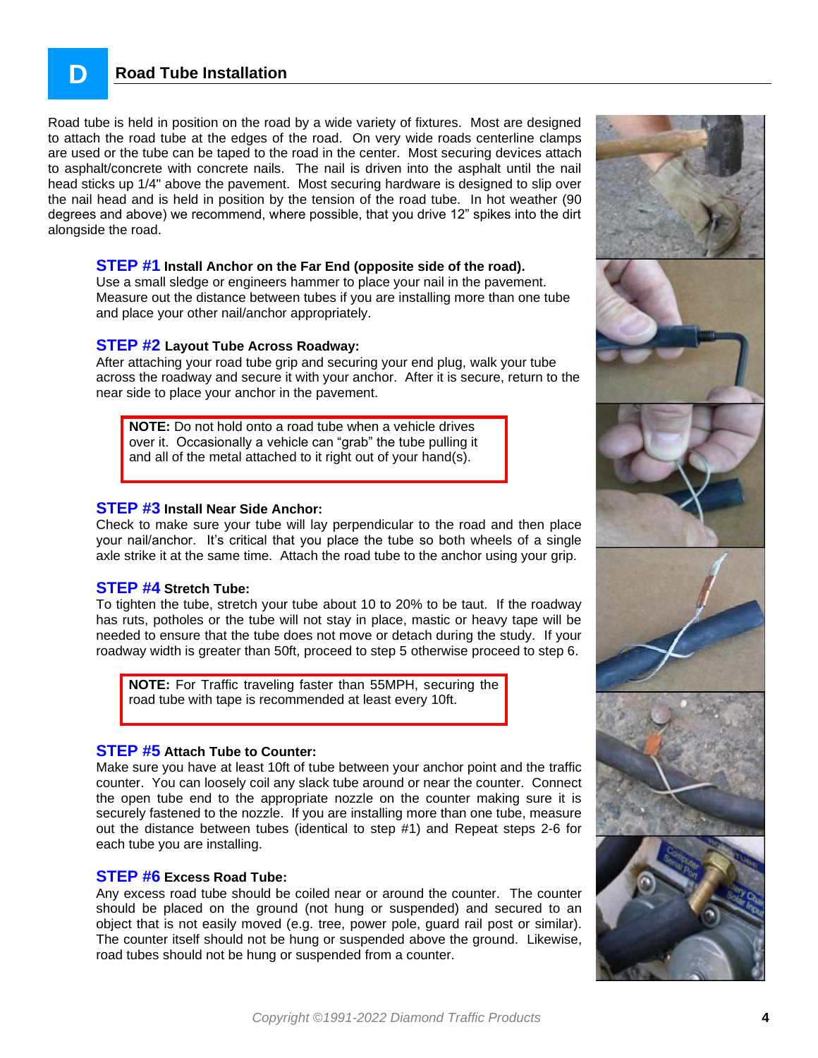## D Road Tube Installation

Road tube is held in position on the road by a wide variety of fixtures. Most are designed to attach the road tube at the edges of the road. On very wide roads centerline clamps are used or the tube can be taped to the road in the center. Most securing devices attach to asphalt/concrete with concrete nails. The nail is driven into the asphalt until the nail head sticks up 1/4" above the pavement. Most securing hardware is designed to slip over the nail head and is held in position by the tension of the road tube. In hot weather (90 degrees and above) we recommend, where possible, that you drive 12" spikes into the dirt alongside the road.

### STEP #1 Install Anchor on the Far End (opposite side of the road).

Use a small sledge or engineers hammer to place your nail in the pavement. Measure out the distance between tubes if you are installing more than one tube and place your other nail/anchor appropriately.

### STEP #2 Layout Tube Across Roadway:

After attaching your road tube grip and securing your end plug, walk your tube across the roadway and secure it with your anchor. After it is secure, return to the near side to place your anchor in the pavement.

> **NOTE:** Do not hold onto a road tube when a vehicle drives over it. Occasionally a vehicle can "grab" the tube pulling it and all of the metal attached to it right out of your hand(s).

### STEP #3 Install Near Side Anchor:

Check to make sure your tube will lay perpendicular to the road and then place your nail/anchor. It's critical that you place the tube so both wheels of a single axle strike it at the same time. Attach the road tube to the anchor using your grip.

### STEP #4 Stretch Tube:

To tighten the tube, stretch your tube about 10 to 20% to be taut. If the roadway has ruts, potholes or the tube will not stay in place, mastic or heavy tape will be needed to ensure that the tube does not move or detach during the study. If your roadway width is greater than 50ft, proceed to step 5 otherwise proceed to step 6.

> **NOTE:** For Traffic traveling faster than 55MPH, securing the road tube with tape is recommended at least every 10ft.

### STEP #5 Attach Tube to Counter:

Make sure you have at least 10ft of tube between your anchor point and the traffic counter. You can loosely coil any slack tube around or near the counter. Connect the open tube end to the appropriate nozzle on the counter making sure it is securely fastened to the nozzle. If you are installing more than one tube, measure out the distance between tubes (identical to step #1) and Repeat steps 2-6 for each tube you are installing.

### STEP #6 Excess Road Tube:

Any excess road tube should be coiled near or around the counter. The counter should be placed on the ground (not hung or suspended) and secured to an object that is not easily moved (e.g. tree, power pole, guard rail post or similar). The counter itself should not be hung or suspended above the ground. Likewise, road tubes should not be hung or suspended from a counter.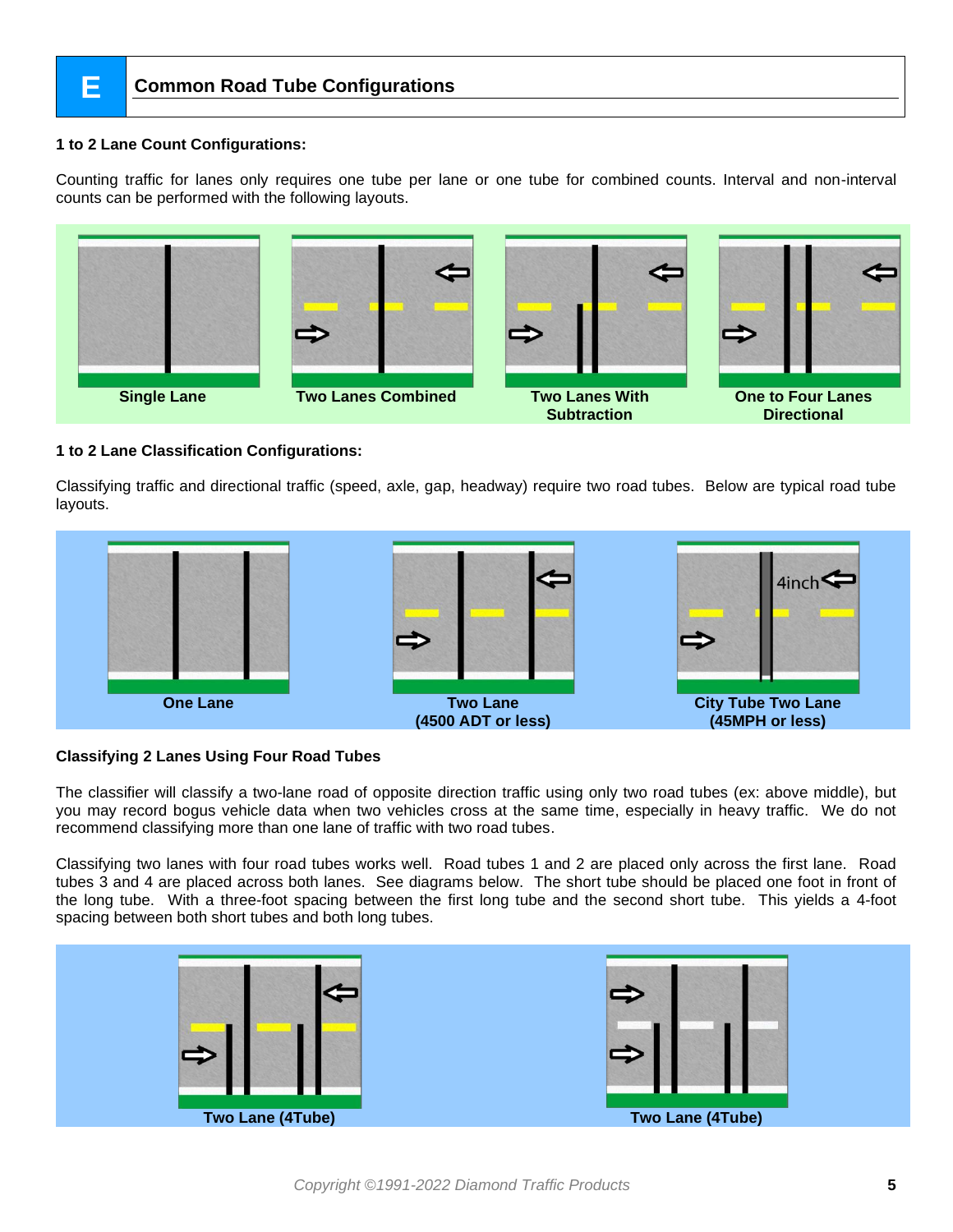## E Common Road Tube Configurations

**1 to 2 Lane Count Configurations:**

Counting traffic for lanes only requires one tube per lane or one tube for combined counts. Interval and non-interval counts can be performed with the following layouts.

Single Lane

Two Lanes Combined

Two Lanes With Subtraction

One to Four Lanes Directional

**1 to 2 Lane Classification Configurations:**

Classifying traffic and directional traffic (speed, axle, gap, headway) require two road tubes. Below are typical road tube layouts.

One Lane

Two Lane
(4500 ADT or less)

4inch

City Tube Two Lane
(45MPH or less)

**Classifying 2 Lanes Using Four Road Tubes**

The classifier will classify a two-lane road of opposite direction traffic using only two road tubes (ex: above middle), but you may record bogus vehicle data when two vehicles cross at the same time, especially in heavy traffic. We do not recommend classifying more than one lane of traffic with two road tubes.

Classifying two lanes with four road tubes works well. Road tubes 1 and 2 are placed only across the first lane. Road tubes 3 and 4 are placed across both lanes. See diagrams below. The short tube should be placed one foot in front of the long tube. With a three-foot spacing between the first long tube and the second short tube. This yields a 4-foot spacing between both short tubes and both long tubes.

Two Lane (4Tube)

Two Lane (4Tube)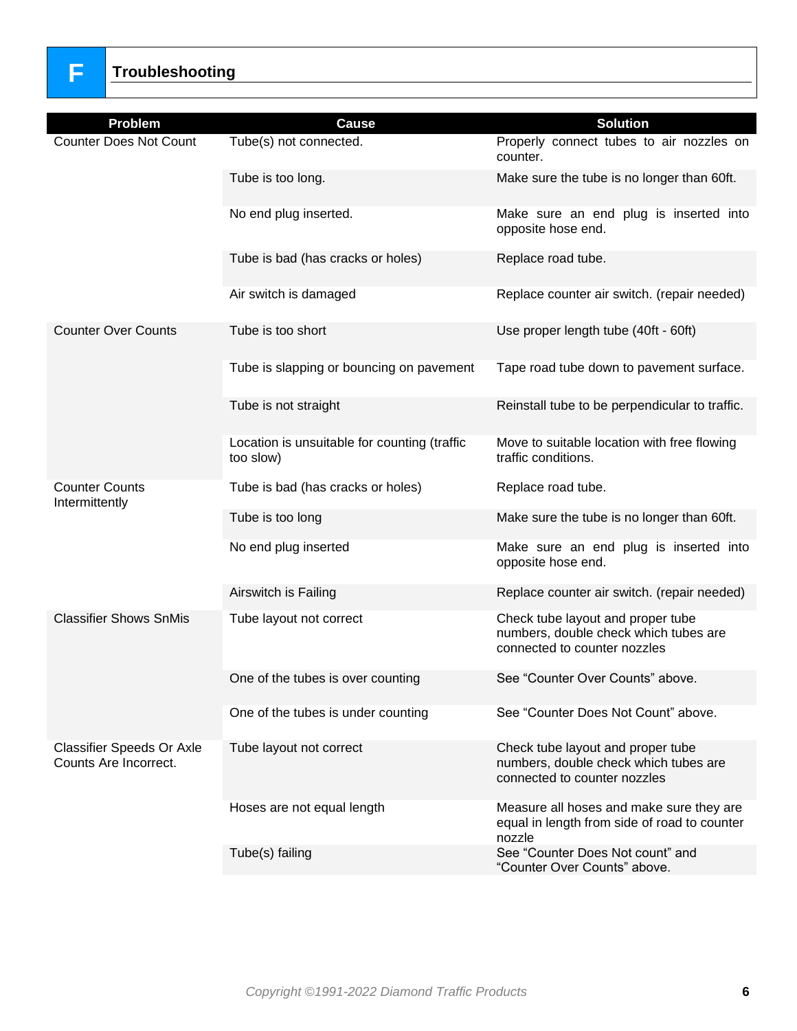## F Troubleshooting

| Problem | Cause | Solution |
|---|---|---|
| Counter Does Not Count | Tube(s) not connected. | Properly connect tubes to air nozzles on counter. |
| | Tube is too long. | Make sure the tube is no longer than 60ft. |
| | No end plug inserted. | Make sure an end plug is inserted into opposite hose end. |
| | Tube is bad (has cracks or holes) | Replace road tube. |
| | Air switch is damaged | Replace counter air switch. (repair needed) |
| Counter Over Counts | Tube is too short | Use proper length tube (40ft - 60ft) |
| | Tube is slapping or bouncing on pavement | Tape road tube down to pavement surface. |
| | Tube is not straight | Reinstall tube to be perpendicular to traffic. |
| | Location is unsuitable for counting (traffic too slow) | Move to suitable location with free flowing traffic conditions. |
| Counter Counts Intermittently | Tube is bad (has cracks or holes) | Replace road tube. |
| | Tube is too long | Make sure the tube is no longer than 60ft. |
| | No end plug inserted | Make sure an end plug is inserted into opposite hose end. |
| | Airswitch is Failing | Replace counter air switch. (repair needed) |
| Classifier Shows SnMis | Tube layout not correct | Check tube layout and proper tube numbers, double check which tubes are connected to counter nozzles |
| | One of the tubes is over counting | See “Counter Over Counts” above. |
| | One of the tubes is under counting | See “Counter Does Not Count” above. |
| Classifier Speeds Or Axle Counts Are Incorrect. | Tube layout not correct | Check tube layout and proper tube numbers, double check which tubes are connected to counter nozzles |
| | Hoses are not equal length | Measure all hoses and make sure they are equal in length from side of road to counter nozzle |
| | Tube(s) failing | See “Counter Does Not count” and “Counter Over Counts” above. |

*Copyright ©1991-2022 Diamond Traffic Products*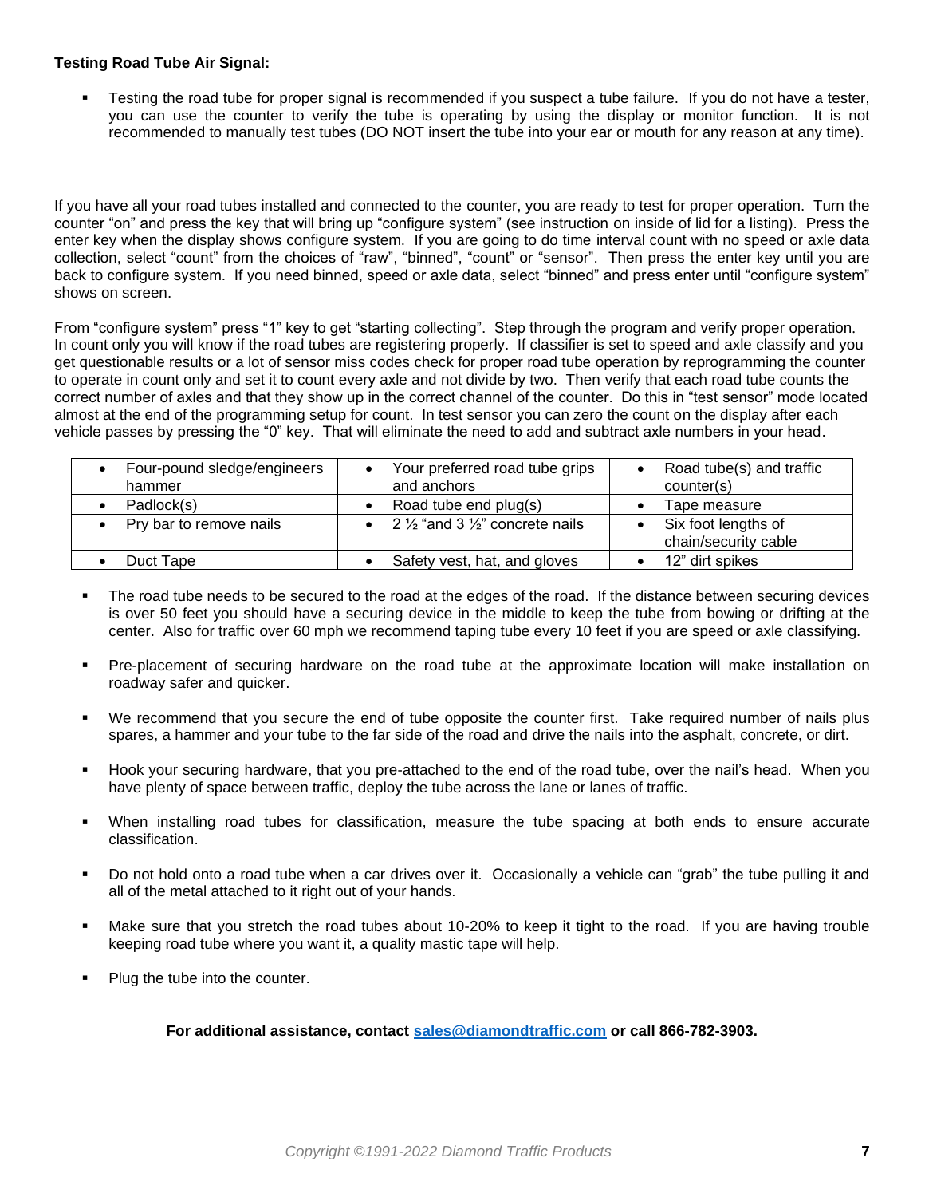**Testing Road Tube Air Signal:**

- Testing the road tube for proper signal is recommended if you suspect a tube failure. If you do not have a tester, you can use the counter to verify the tube is operating by using the display or monitor function. It is not recommended to manually test tubes (<u>DO NOT</u> insert the tube into your ear or mouth for any reason at any time).

If you have all your road tubes installed and connected to the counter, you are ready to test for proper operation. Turn the counter "on" and press the key that will bring up "configure system" (see instruction on inside of lid for a listing). Press the enter key when the display shows configure system. If you are going to do time interval count with no speed or axle data collection, select "count" from the choices of "raw", "binned", "count" or "sensor". Then press the enter key until you are back to configure system. If you need binned, speed or axle data, select "binned" and press enter until "configure system" shows on screen.

From "configure system" press "1" key to get "starting collecting". Step through the program and verify proper operation. In count only you will know if the road tubes are registering properly. If classifier is set to speed and axle classify and you get questionable results or a lot of sensor miss codes check for proper road tube operation by reprogramming the counter to operate in count only and set it to count every axle and not divide by two. Then verify that each road tube counts the correct number of axles and that they show up in the correct channel of the counter. Do this in "test sensor" mode located almost at the end of the programming setup for count. In test sensor you can zero the count on the display after each vehicle passes by pressing the "0" key. That will eliminate the need to add and subtract axle numbers in your head.

| | | |
|---|---|---|
| • Four-pound sledge/engineers hammer | • Your preferred road tube grips and anchors | • Road tube(s) and traffic counter(s) |
| • Padlock(s) | • Road tube end plug(s) | • Tape measure |
| • Pry bar to remove nails | • 2 ½ "and 3 ½" concrete nails | • Six foot lengths of chain/security cable |
| • Duct Tape | • Safety vest, hat, and gloves | • 12" dirt spikes |

- The road tube needs to be secured to the road at the edges of the road. If the distance between securing devices is over 50 feet you should have a securing device in the middle to keep the tube from bowing or drifting at the center. Also for traffic over 60 mph we recommend taping tube every 10 feet if you are speed or axle classifying.
- Pre-placement of securing hardware on the road tube at the approximate location will make installation on roadway safer and quicker.
- We recommend that you secure the end of tube opposite the counter first. Take required number of nails plus spares, a hammer and your tube to the far side of the road and drive the nails into the asphalt, concrete, or dirt.
- Hook your securing hardware, that you pre-attached to the end of the road tube, over the nail's head. When you have plenty of space between traffic, deploy the tube across the lane or lanes of traffic.
- When installing road tubes for classification, measure the tube spacing at both ends to ensure accurate classification.
- Do not hold onto a road tube when a car drives over it. Occasionally a vehicle can "grab" the tube pulling it and all of the metal attached to it right out of your hands.
- Make sure that you stretch the road tubes about 10-20% to keep it tight to the road. If you are having trouble keeping road tube where you want it, a quality mastic tape will help.
- Plug the tube into the counter.

**For additional assistance, contact [sales@diamondtraffic.com](mailto:sales@diamondtraffic.com) or call 866-782-3903.**